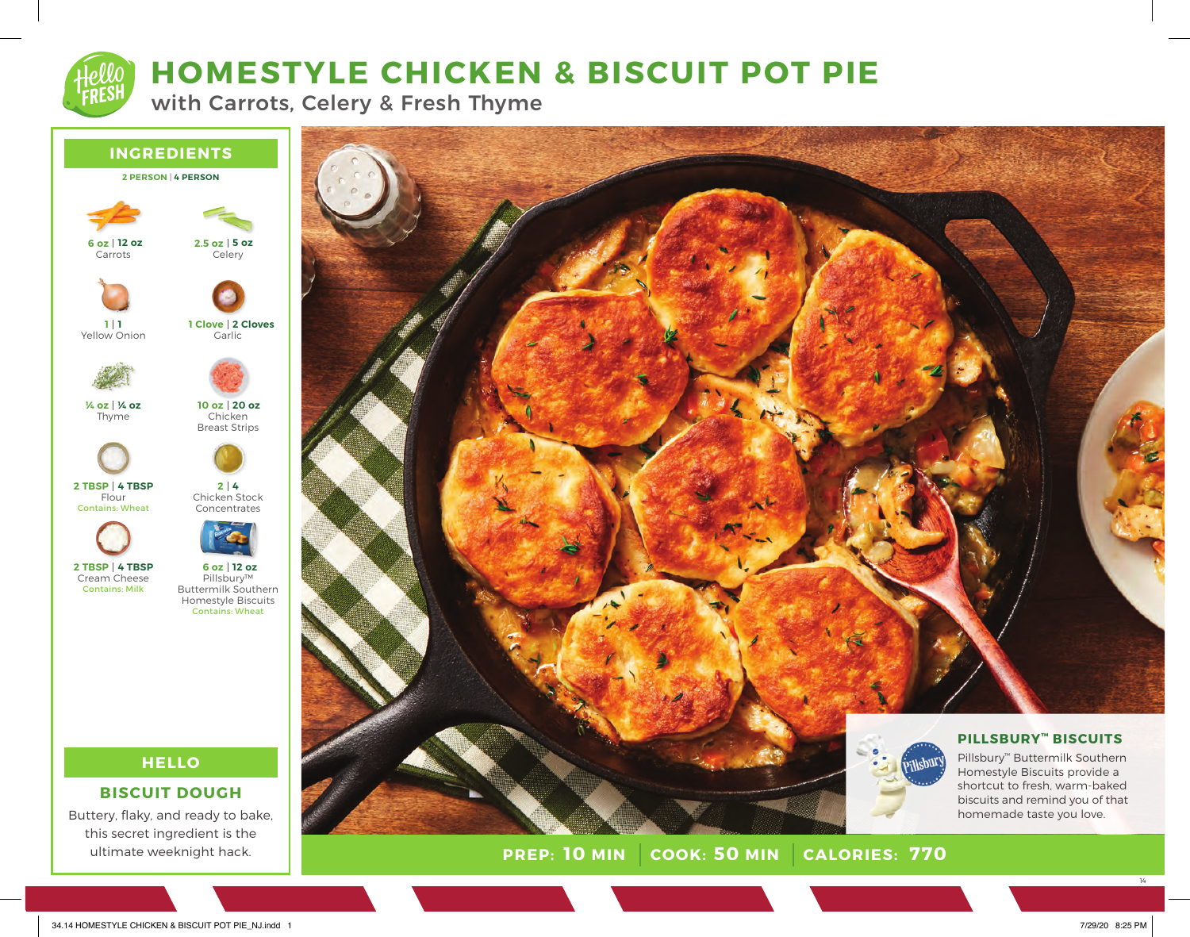# HOMESTYLE CHICKEN & BISCUIT POT PIE

## with Carrots, Celery & Fresh Thyme

## INGREDIENTS

**2 PERSON | 4 PERSON**

- **6 oz | 12 oz** Carrots
- **2.5 oz | 5 oz** Celery
- **1 | 1** Yellow Onion
- **1 Clove | 2 Cloves** Garlic
- **¼ oz | ¼ oz** Thyme
- **10 oz | 20 oz** Chicken Breast Strips
- **2 TBSP | 4 TBSP** Flour (Contains: Wheat)
- **2 | 4** Chicken Stock Concentrates
- **2 TBSP | 4 TBSP** Cream Cheese (Contains: Milk)
- **6 oz | 12 oz** Pillsbury™ Buttermilk Southern Homestyle Biscuits (Contains: Wheat)

## HELLO

### BISCUIT DOUGH

Buttery, flaky, and ready to bake, this secret ingredient is the ultimate weeknight hack.

### PILLSBURY™ BISCUITS

Pillsbury™ Buttermilk Southern Homestyle Biscuits provide a shortcut to fresh, warm-baked biscuits and remind you of that homemade taste you love.

**PREP: 10 MIN | COOK: 50 MIN | CALORIES: 770**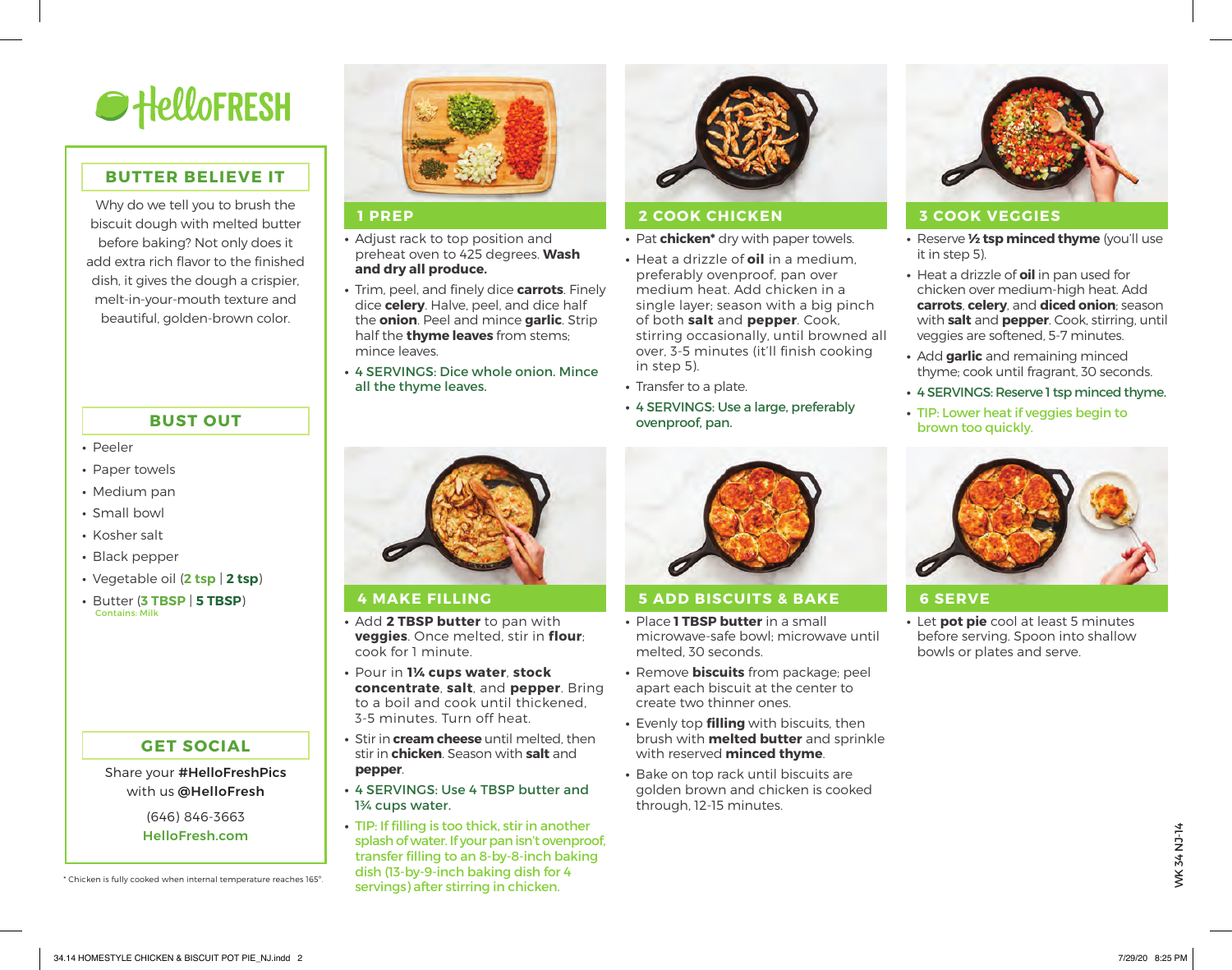# HelloFRESH

## BUTTER BELIEVE IT

Why do we tell you to brush the biscuit dough with melted butter before baking? Not only does it add extra rich flavor to the finished dish, it gives the dough a crispier, melt-in-your-mouth texture and beautiful, golden-brown color.

## BUST OUT

- Peeler
- Paper towels
- Medium pan
- Small bowl
- Kosher salt
- Black pepper
- Vegetable oil (2 tsp | 2 tsp)
- Butter (3 TBSP | 5 TBSP)
  Contains: Milk

## GET SOCIAL

Share your **#HelloFreshPics** with us **@HelloFresh**

(646) 846-3663

HelloFresh.com

\* Chicken is fully cooked when internal temperature reaches 165°.

## 1 PREP

- Adjust rack to top position and preheat oven to 425 degrees. **Wash and dry all produce.**
- Trim, peel, and finely dice **carrots**. Finely dice **celery**. Halve, peel, and dice half the **onion**. Peel and mince **garlic**. Strip half the **thyme leaves** from stems; mince leaves.
- 4 SERVINGS: Dice whole onion. Mince all the thyme leaves.

## 2 COOK CHICKEN

- Pat **chicken*** dry with paper towels.
- Heat a drizzle of **oil** in a medium, preferably ovenproof, pan over medium heat. Add chicken in a single layer; season with a big pinch of both **salt** and **pepper**. Cook, stirring occasionally, until browned all over, 3-5 minutes (it'll finish cooking in step 5).
- Transfer to a plate.
- 4 SERVINGS: Use a large, preferably ovenproof, pan.

## 3 COOK VEGGIES

- Reserve **½ tsp minced thyme** (you'll use it in step 5).
- Heat a drizzle of **oil** in pan used for chicken over medium-high heat. Add **carrots**, **celery**, and **diced onion**; season with **salt** and **pepper**. Cook, stirring, until veggies are softened, 5-7 minutes.
- Add **garlic** and remaining minced thyme; cook until fragrant, 30 seconds.
- 4 SERVINGS: Reserve 1 tsp minced thyme.
- TIP: Lower heat if veggies begin to brown too quickly.

## 4 MAKE FILLING

- Add **2 TBSP butter** to pan with **veggies**. Once melted, stir in **flour**; cook for 1 minute.
- Pour in **1¼ cups water**, **stock concentrate**, **salt**, and **pepper**. Bring to a boil and cook until thickened, 3-5 minutes. Turn off heat.
- Stir in **cream cheese** until melted, then stir in **chicken**. Season with **salt** and **pepper**.
- 4 SERVINGS: Use 4 TBSP butter and 1¾ cups water.
- TIP: If filling is too thick, stir in another splash of water. If your pan isn't ovenproof, transfer filling to an 8-by-8-inch baking dish (13-by-9-inch baking dish for 4 servings) after stirring in chicken.

## 5 ADD BISCUITS & BAKE

- Place **1 TBSP butter** in a small microwave-safe bowl; microwave until melted, 30 seconds.
- Remove **biscuits** from package; peel apart each biscuit at the center to create two thinner ones.
- Evenly top **filling** with biscuits, then brush with **melted butter** and sprinkle with reserved **minced thyme**.
- Bake on top rack until biscuits are golden brown and chicken is cooked through, 12-15 minutes.

## 6 SERVE

- Let **pot pie** cool at least 5 minutes before serving. Spoon into shallow bowls or plates and serve.

WK 34 NJ-14